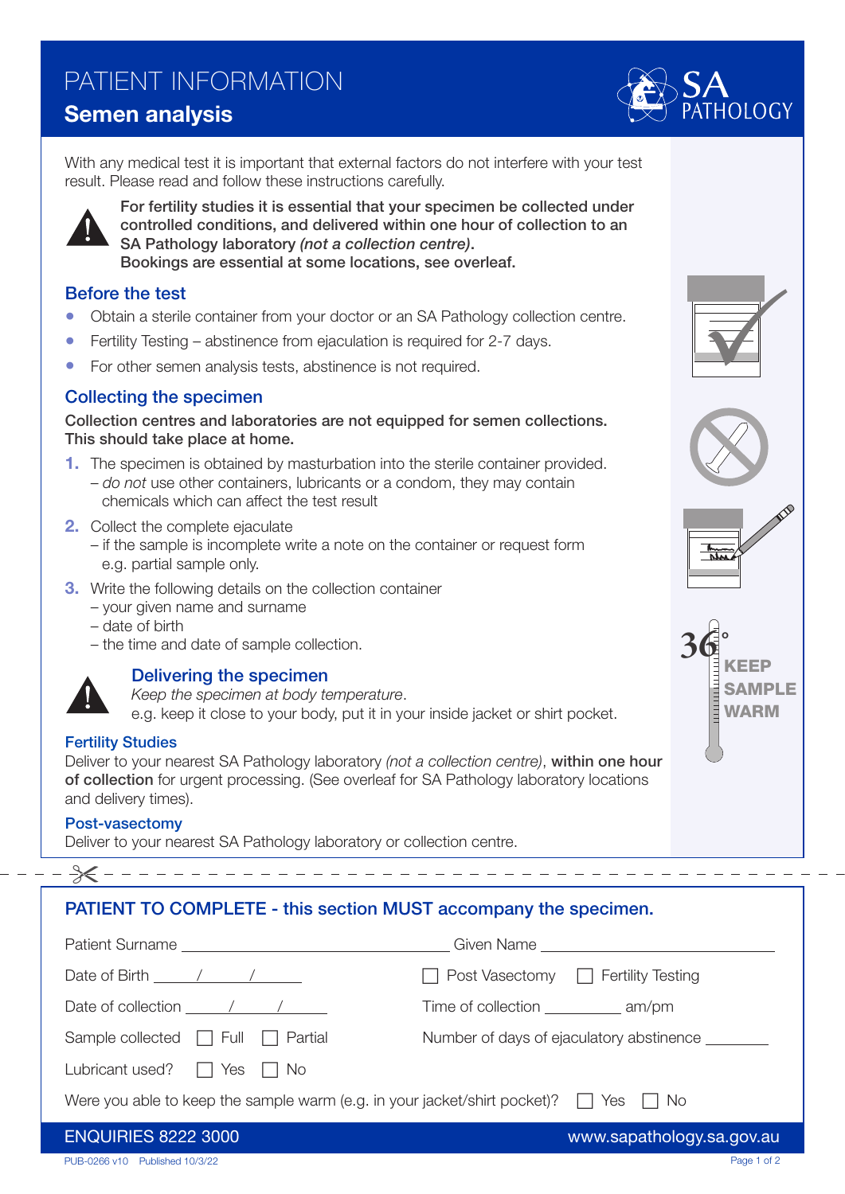# PATIENT INFORMATION

## Semen analysis

With any medical test it is important that external factors do not interfere with your test result. Please read and follow these instructions carefully.

**For fertility studies it is essential that your specimen be collected under controlled conditions, and delivered within one hour of collection to an SA Pathology laboratory *(not a collection centre)*.**
**Bookings are essential at some locations, see overleaf.**

### Before the test

- Obtain a sterile container from your doctor or an SA Pathology collection centre.
- Fertility Testing – abstinence from ejaculation is required for 2-7 days.
- For other semen analysis tests, abstinence is not required.

### Collecting the specimen

**Collection centres and laboratories are not equipped for semen collections. This should take place at home.**

1. The specimen is obtained by masturbation into the sterile container provided.
   – *do not* use other containers, lubricants or a condom, they may contain chemicals which can affect the test result
2. Collect the complete ejaculate
   – if the sample is incomplete write a note on the container or request form e.g. partial sample only.
3. Write the following details on the collection container
   – your given name and surname
   – date of birth
   – the time and date of sample collection.

### Delivering the specimen

*Keep the specimen at body temperature*.
e.g. keep it close to your body, put it in your inside jacket or shirt pocket.

36° **KEEP SAMPLE WARM**

#### Fertility Studies

Deliver to your nearest SA Pathology laboratory *(not a collection centre)*, **within one hour of collection** for urgent processing. (See overleaf for SA Pathology laboratory locations and delivery times).

#### Post-vasectomy

Deliver to your nearest SA Pathology laboratory or collection centre.

---

### PATIENT TO COMPLETE - this section MUST accompany the specimen.

Patient Surname ______________________ Given Name ______________________

Date of Birth ____/____/____ ☐ Post Vasectomy ☐ Fertility Testing

Date of collection ____/____/____ Time of collection ________ am/pm

Sample collected ☐ Full ☐ Partial Number of days of ejaculatory abstinence ________

Lubricant used? ☐ Yes ☐ No

Were you able to keep the sample warm (e.g. in your jacket/shirt pocket)? ☐ Yes ☐ No

ENQUIRIES 8222 3000 www.sapathology.sa.gov.au

PUB-0266 v10 Published 10/3/22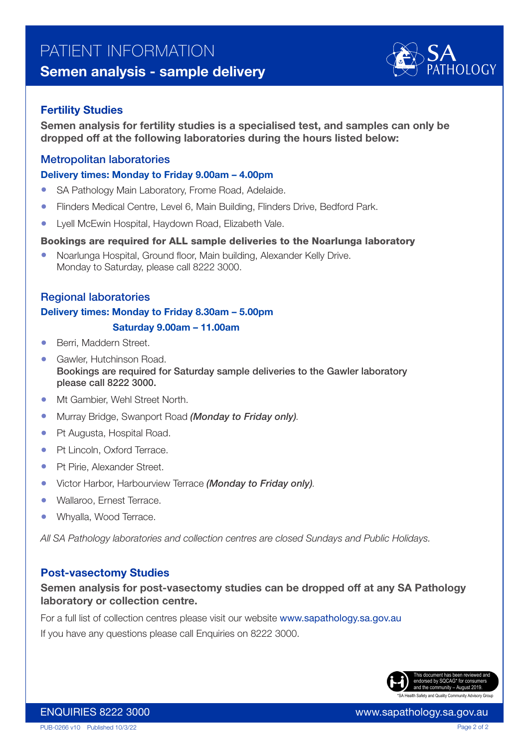# PATIENT INFORMATION

## Semen analysis - sample delivery

### Fertility Studies

**Semen analysis for fertility studies is a specialised test, and samples can only be dropped off at the following laboratories during the hours listed below:**

#### Metropolitan laboratories

**Delivery times: Monday to Friday 9.00am – 4.00pm**

- SA Pathology Main Laboratory, Frome Road, Adelaide.
- Flinders Medical Centre, Level 6, Main Building, Flinders Drive, Bedford Park.
- Lyell McEwin Hospital, Haydown Road, Elizabeth Vale.

**Bookings are required for ALL sample deliveries to the Noarlunga laboratory**

- Noarlunga Hospital, Ground floor, Main building, Alexander Kelly Drive.
  Monday to Saturday, please call 8222 3000.

#### Regional laboratories

**Delivery times: Monday to Friday 8.30am – 5.00pm**
**Saturday 9.00am – 11.00am**

- Berri, Maddern Street.
- Gawler, Hutchinson Road.
  **Bookings are required for Saturday sample deliveries to the Gawler laboratory please call 8222 3000.**
- Mt Gambier, Wehl Street North.
- Murray Bridge, Swanport Road ***(Monday to Friday only)***.
- Pt Augusta, Hospital Road.
- Pt Lincoln, Oxford Terrace.
- Pt Pirie, Alexander Street.
- Victor Harbor, Harbourview Terrace ***(Monday to Friday only)***.
- Wallaroo, Ernest Terrace.
- Whyalla, Wood Terrace.

*All SA Pathology laboratories and collection centres are closed Sundays and Public Holidays.*

### Post-vasectomy Studies

**Semen analysis for post-vasectomy studies can be dropped off at any SA Pathology laboratory or collection centre.**

For a full list of collection centres please visit our website www.sapathology.sa.gov.au

If you have any questions please call Enquiries on 8222 3000.

This document has been reviewed and endorsed by SQCAG* for consumers and the community – August 2019.
*SA Health Safety and Quality Community Advisory Group

ENQUIRIES 8222 3000 www.sapathology.sa.gov.au

PUB-0266 v10 Published 10/3/22